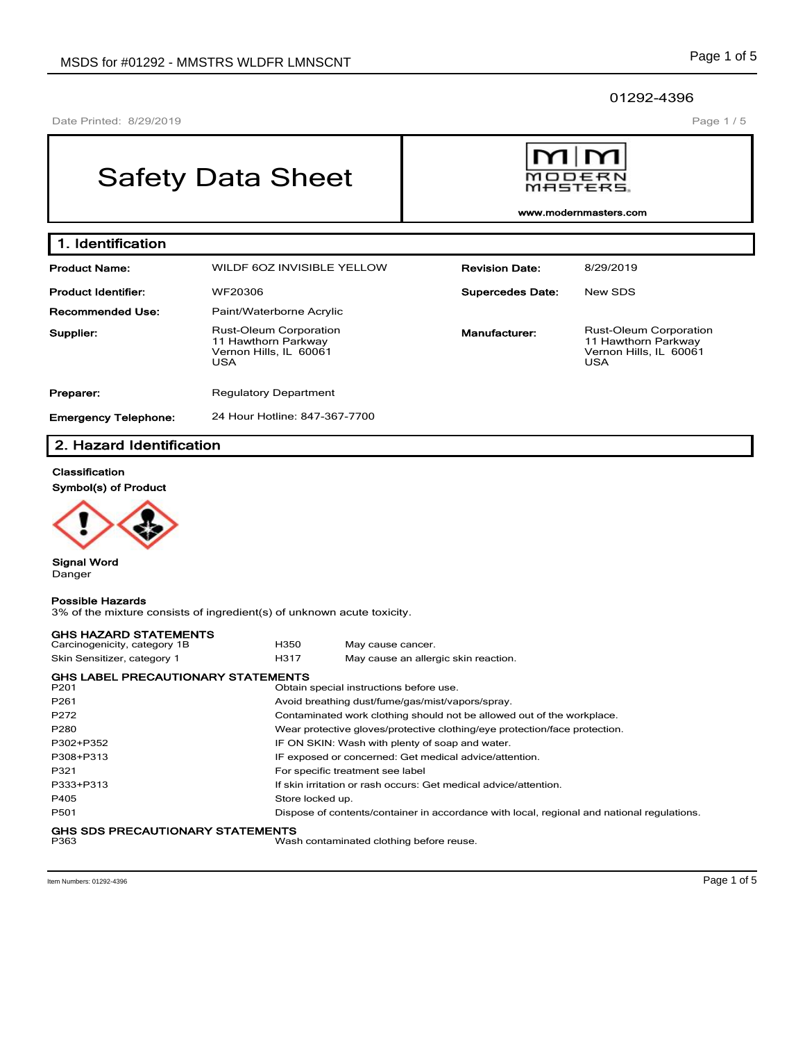01292-4396

Date Printed: 8/29/2019

# Safety Data Sheet

MODERN MASTERS

www.modernmasters.com

## 1. Identification

| | | | |
|---|---|---|---|
| **Product Name:** | WILDF 6OZ INVISIBLE YELLOW | **Revision Date:** | 8/29/2019 |
| **Product Identifier:** | WF20306 | **Supercedes Date:** | New SDS |
| **Recommended Use:** | Paint/Waterborne Acrylic | | |
| **Supplier:** | Rust-Oleum Corporation 11 Hawthorn Parkway Vernon Hills, IL 60061 USA | **Manufacturer:** | Rust-Oleum Corporation 11 Hawthorn Parkway Vernon Hills, IL 60061 USA |
| **Preparer:** | Regulatory Department | | |
| **Emergency Telephone:** | 24 Hour Hotline: 847-367-7700 | | |

## 2. Hazard Identification

**Classification**

**Symbol(s) of Product**

**Signal Word**
Danger

**Possible Hazards**
3% of the mixture consists of ingredient(s) of unknown acute toxicity.

**GHS HAZARD STATEMENTS**

| | | |
|---|---|---|
| Carcinogenicity, category 1B | H350 | May cause cancer. |
| Skin Sensitizer, category 1 | H317 | May cause an allergic skin reaction. |

**GHS LABEL PRECAUTIONARY STATEMENTS**

| | |
|---|---|
| P201 | Obtain special instructions before use. |
| P261 | Avoid breathing dust/fume/gas/mist/vapors/spray. |
| P272 | Contaminated work clothing should not be allowed out of the workplace. |
| P280 | Wear protective gloves/protective clothing/eye protection/face protection. |
| P302+P352 | IF ON SKIN: Wash with plenty of soap and water. |
| P308+P313 | IF exposed or concerned: Get medical advice/attention. |
| P321 | For specific treatment see label |
| P333+P313 | If skin irritation or rash occurs: Get medical advice/attention. |
| P405 | Store locked up. |
| P501 | Dispose of contents/container in accordance with local, regional and national regulations. |

**GHS SDS PRECAUTIONARY STATEMENTS**

| | |
|---|---|
| P363 | Wash contaminated clothing before reuse. |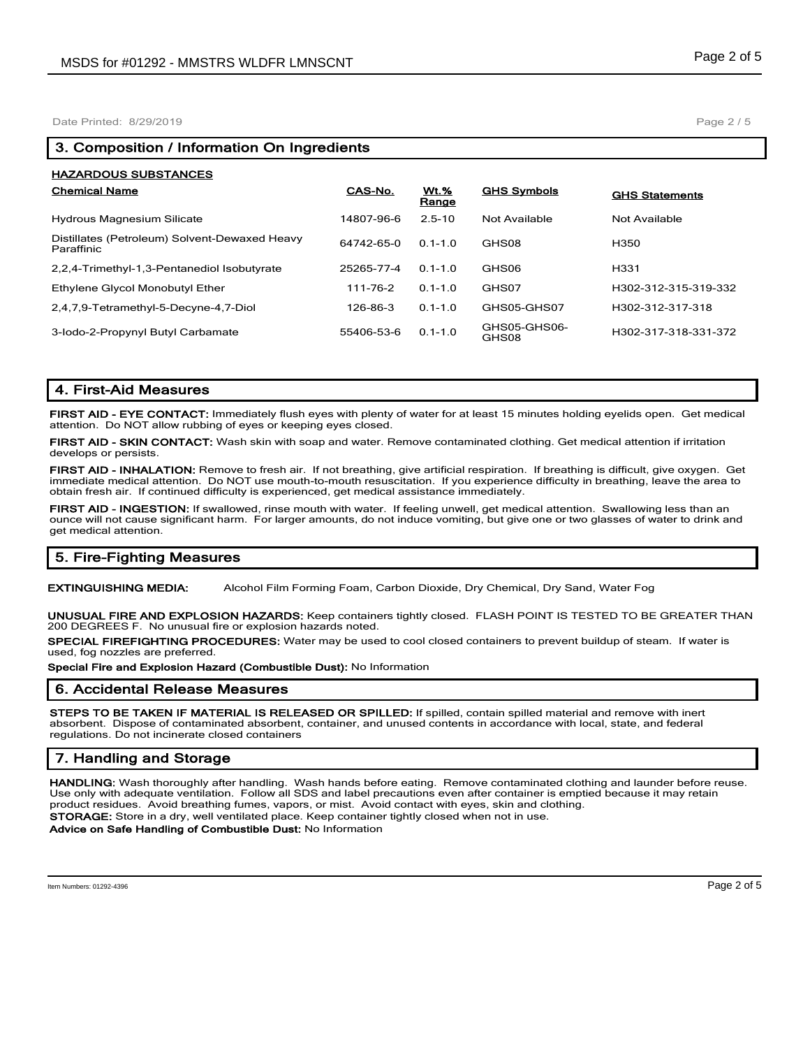## 3. Composition / Information On Ingredients

**HAZARDOUS SUBSTANCES**

| Chemical Name | CAS-No. | Wt.% Range | GHS Symbols | GHS Statements |
|---|---|---|---|---|
| Hydrous Magnesium Silicate | 14807-96-6 | 2.5-10 | Not Available | Not Available |
| Distillates (Petroleum) Solvent-Dewaxed Heavy Paraffinic | 64742-65-0 | 0.1-1.0 | GHS08 | H350 |
| 2,2,4-Trimethyl-1,3-Pentanediol Isobutyrate | 25265-77-4 | 0.1-1.0 | GHS06 | H331 |
| Ethylene Glycol Monobutyl Ether | 111-76-2 | 0.1-1.0 | GHS07 | H302-312-315-319-332 |
| 2,4,7,9-Tetramethyl-5-Decyne-4,7-Diol | 126-86-3 | 0.1-1.0 | GHS05-GHS07 | H302-312-317-318 |
| 3-Iodo-2-Propynyl Butyl Carbamate | 55406-53-6 | 0.1-1.0 | GHS05-GHS06-GHS08 | H302-317-318-331-372 |

## 4. First-Aid Measures

**FIRST AID - EYE CONTACT:** Immediately flush eyes with plenty of water for at least 15 minutes holding eyelids open. Get medical attention. Do NOT allow rubbing of eyes or keeping eyes closed.

**FIRST AID - SKIN CONTACT:** Wash skin with soap and water. Remove contaminated clothing. Get medical attention if irritation develops or persists.

**FIRST AID - INHALATION:** Remove to fresh air. If not breathing, give artificial respiration. If breathing is difficult, give oxygen. Get immediate medical attention. Do NOT use mouth-to-mouth resuscitation. If you experience difficulty in breathing, leave the area to obtain fresh air. If continued difficulty is experienced, get medical assistance immediately.

**FIRST AID - INGESTION:** If swallowed, rinse mouth with water. If feeling unwell, get medical attention. Swallowing less than an ounce will not cause significant harm. For larger amounts, do not induce vomiting, but give one or two glasses of water to drink and get medical attention.

## 5. Fire-Fighting Measures

**EXTINGUISHING MEDIA:** Alcohol Film Forming Foam, Carbon Dioxide, Dry Chemical, Dry Sand, Water Fog

**UNUSUAL FIRE AND EXPLOSION HAZARDS:** Keep containers tightly closed. FLASH POINT IS TESTED TO BE GREATER THAN 200 DEGREES F. No unusual fire or explosion hazards noted.

**SPECIAL FIREFIGHTING PROCEDURES:** Water may be used to cool closed containers to prevent buildup of steam. If water is used, fog nozzles are preferred.

**Special Fire and Explosion Hazard (Combustible Dust):** No Information

## 6. Accidental Release Measures

**STEPS TO BE TAKEN IF MATERIAL IS RELEASED OR SPILLED:** If spilled, contain spilled material and remove with inert absorbent. Dispose of contaminated absorbent, container, and unused contents in accordance with local, state, and federal regulations. Do not incinerate closed containers

## 7. Handling and Storage

**HANDLING:** Wash thoroughly after handling. Wash hands before eating. Remove contaminated clothing and launder before reuse. Use only with adequate ventilation. Follow all SDS and label precautions even after container is emptied because it may retain product residues. Avoid breathing fumes, vapors, or mist. Avoid contact with eyes, skin and clothing.

**STORAGE:** Store in a dry, well ventilated place. Keep container tightly closed when not in use.

**Advice on Safe Handling of Combustible Dust:** No Information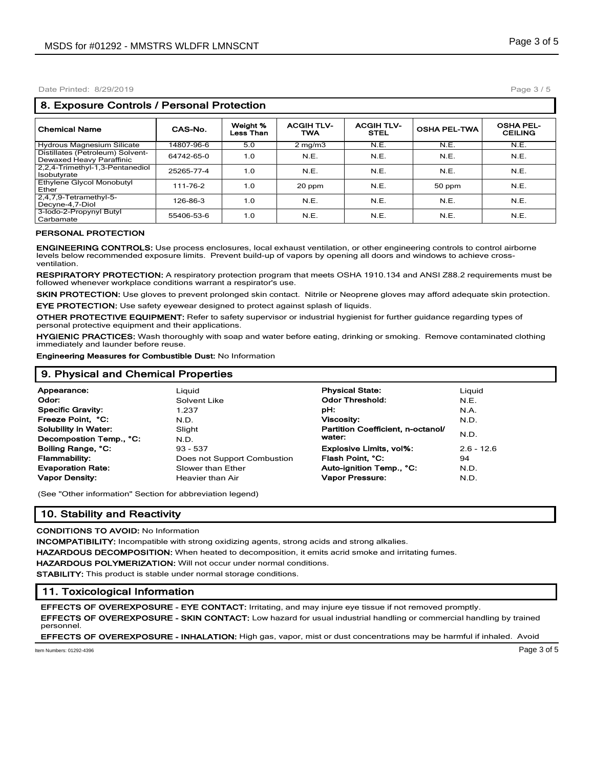## 8. Exposure Controls / Personal Protection

| Chemical Name | CAS-No. | Weight % Less Than | ACGIH TLV-TWA | ACGIH TLV-STEL | OSHA PEL-TWA | OSHA PEL-CEILING |
|---|---|---|---|---|---|---|
| Hydrous Magnesium Silicate | 14807-96-6 | 5.0 | 2 mg/m3 | N.E. | N.E. | N.E. |
| Distillates (Petroleum) Solvent-Dewaxed Heavy Paraffinic | 64742-65-0 | 1.0 | N.E. | N.E. | N.E. | N.E. |
| 2,2,4-Trimethyl-1,3-Pentanediol Isobutyrate | 25265-77-4 | 1.0 | N.E. | N.E. | N.E. | N.E. |
| Ethylene Glycol Monobutyl Ether | 111-76-2 | 1.0 | 20 ppm | N.E. | 50 ppm | N.E. |
| 2,4,7,9-Tetramethyl-5-Decyne-4,7-Diol | 126-86-3 | 1.0 | N.E. | N.E. | N.E. | N.E. |
| 3-Iodo-2-Propynyl Butyl Carbamate | 55406-53-6 | 1.0 | N.E. | N.E. | N.E. | N.E. |

**PERSONAL PROTECTION**

**ENGINEERING CONTROLS:** Use process enclosures, local exhaust ventilation, or other engineering controls to control airborne levels below recommended exposure limits. Prevent build-up of vapors by opening all doors and windows to achieve cross-ventilation.

**RESPIRATORY PROTECTION:** A respiratory protection program that meets OSHA 1910.134 and ANSI Z88.2 requirements must be followed whenever workplace conditions warrant a respirator's use.

**SKIN PROTECTION:** Use gloves to prevent prolonged skin contact. Nitrile or Neoprene gloves may afford adequate skin protection.

**EYE PROTECTION:** Use safety eyewear designed to protect against splash of liquids.

**OTHER PROTECTIVE EQUIPMENT:** Refer to safety supervisor or industrial hygienist for further guidance regarding types of personal protective equipment and their applications.

**HYGIENIC PRACTICES:** Wash thoroughly with soap and water before eating, drinking or smoking. Remove contaminated clothing immediately and launder before reuse.

**Engineering Measures for Combustible Dust:** No Information

## 9. Physical and Chemical Properties

| | | | |
|---|---|---|---|
| **Appearance:** | Liquid | **Physical State:** | Liquid |
| **Odor:** | Solvent Like | **Odor Threshold:** | N.E. |
| **Specific Gravity:** | 1.237 | **pH:** | N.A. |
| **Freeze Point, °C:** | N.D. | **Viscosity:** | N.D. |
| **Solubility in Water:** | Slight | **Partition Coefficient, n-octanol/ water:** | N.D. |
| **Decompostion Temp., °C:** | N.D. | | |
| **Boiling Range, °C:** | 93 - 537 | **Explosive Limits, vol%:** | 2.6 - 12.6 |
| **Flammability:** | Does not Support Combustion | **Flash Point, °C:** | 94 |
| **Evaporation Rate:** | Slower than Ether | **Auto-ignition Temp., °C:** | N.D. |
| **Vapor Density:** | Heavier than Air | **Vapor Pressure:** | N.D. |

(See "Other information" Section for abbreviation legend)

## 10. Stability and Reactivity

**CONDITIONS TO AVOID:** No Information

**INCOMPATIBILITY:** Incompatible with strong oxidizing agents, strong acids and strong alkalies.

**HAZARDOUS DECOMPOSITION:** When heated to decomposition, it emits acrid smoke and irritating fumes.

**HAZARDOUS POLYMERIZATION:** Will not occur under normal conditions.

**STABILITY:** This product is stable under normal storage conditions.

## 11. Toxicological Information

**EFFECTS OF OVEREXPOSURE - EYE CONTACT:** Irritating, and may injure eye tissue if not removed promptly.

**EFFECTS OF OVEREXPOSURE - SKIN CONTACT:** Low hazard for usual industrial handling or commercial handling by trained personnel.

**EFFECTS OF OVEREXPOSURE - INHALATION:** High gas, vapor, mist or dust concentrations may be harmful if inhaled. Avoid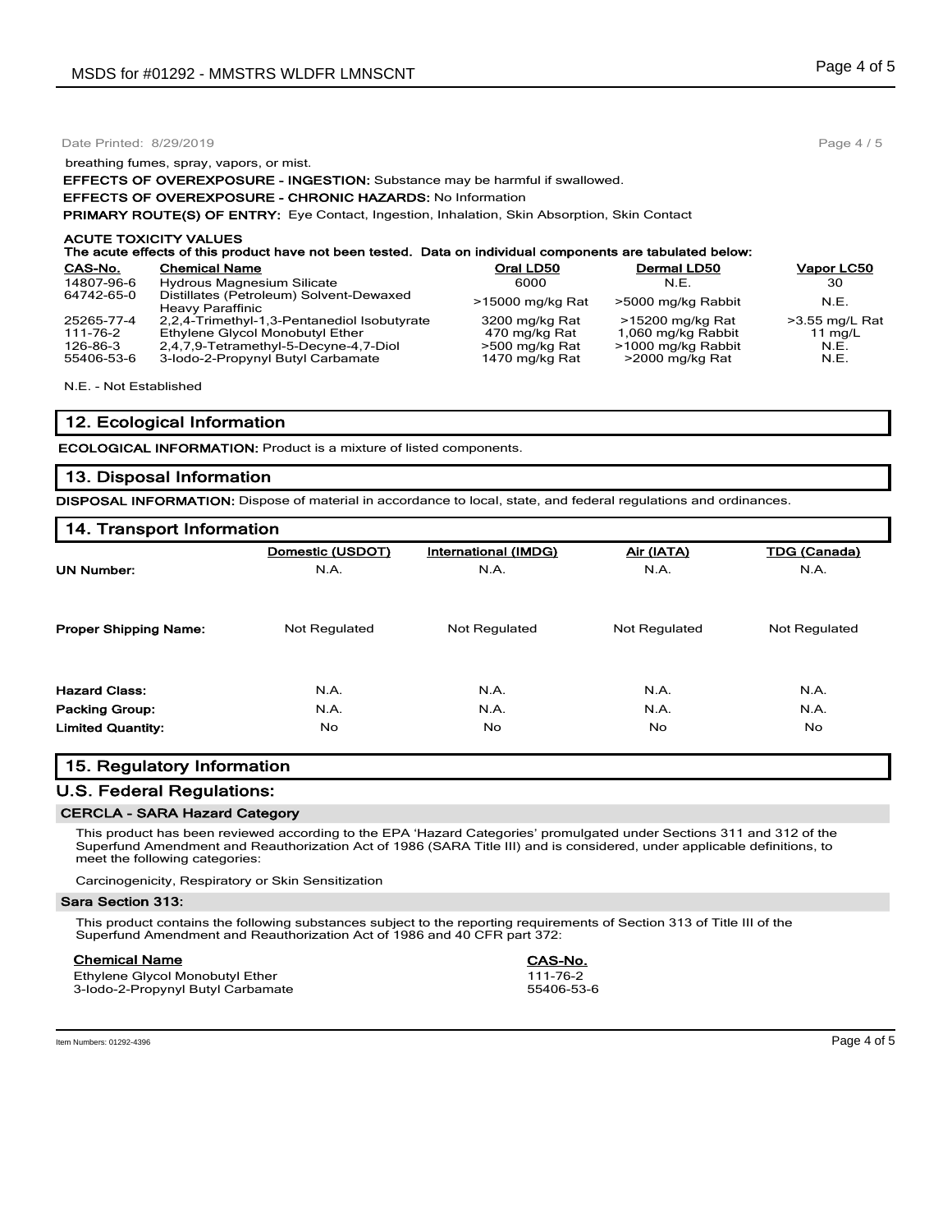breathing fumes, spray, vapors, or mist.

**EFFECTS OF OVEREXPOSURE - INGESTION:** Substance may be harmful if swallowed.

**EFFECTS OF OVEREXPOSURE - CHRONIC HAZARDS:** No Information

**PRIMARY ROUTE(S) OF ENTRY:** Eye Contact, Ingestion, Inhalation, Skin Absorption, Skin Contact

**ACUTE TOXICITY VALUES**
**The acute effects of this product have not been tested. Data on individual components are tabulated below:**

| CAS-No. | Chemical Name | Oral LD50 | Dermal LD50 | Vapor LC50 |
|---|---|---|---|---|
| 14807-96-6 | Hydrous Magnesium Silicate | 6000 | N.E. | 30 |
| 64742-65-0 | Distillates (Petroleum) Solvent-Dewaxed Heavy Paraffinic | >15000 mg/kg Rat | >5000 mg/kg Rabbit | N.E. |
| 25265-77-4 | 2,2,4-Trimethyl-1,3-Pentanediol Isobutyrate | 3200 mg/kg Rat | >15200 mg/kg Rat | >3.55 mg/L Rat |
| 111-76-2 | Ethylene Glycol Monobutyl Ether | 470 mg/kg Rat | 1,060 mg/kg Rabbit | 11 mg/L |
| 126-86-3 | 2,4,7,9-Tetramethyl-5-Decyne-4,7-Diol | >500 mg/kg Rat | >1000 mg/kg Rabbit | N.E. |
| 55406-53-6 | 3-Iodo-2-Propynyl Butyl Carbamate | 1470 mg/kg Rat | >2000 mg/kg Rat | N.E. |

N.E. - Not Established

## 12. Ecological Information

**ECOLOGICAL INFORMATION:** Product is a mixture of listed components.

## 13. Disposal Information

**DISPOSAL INFORMATION:** Dispose of material in accordance to local, state, and federal regulations and ordinances.

## 14. Transport Information

| | Domestic (USDOT) | International (IMDG) | Air (IATA) | TDG (Canada) |
|---|---|---|---|---|
| **UN Number:** | N.A. | N.A. | N.A. | N.A. |
| **Proper Shipping Name:** | Not Regulated | Not Regulated | Not Regulated | Not Regulated |
| **Hazard Class:** | N.A. | N.A. | N.A. | N.A. |
| **Packing Group:** | N.A. | N.A. | N.A. | N.A. |
| **Limited Quantity:** | No | No | No | No |

## 15. Regulatory Information

### U.S. Federal Regulations:

**CERCLA - SARA Hazard Category**

This product has been reviewed according to the EPA 'Hazard Categories' promulgated under Sections 311 and 312 of the Superfund Amendment and Reauthorization Act of 1986 (SARA Title III) and is considered, under applicable definitions, to meet the following categories:

Carcinogenicity, Respiratory or Skin Sensitization

**Sara Section 313:**

This product contains the following substances subject to the reporting requirements of Section 313 of Title III of the Superfund Amendment and Reauthorization Act of 1986 and 40 CFR part 372:

| Chemical Name | CAS-No. |
|---|---|
| Ethylene Glycol Monobutyl Ether | 111-76-2 |
| 3-Iodo-2-Propynyl Butyl Carbamate | 55406-53-6 |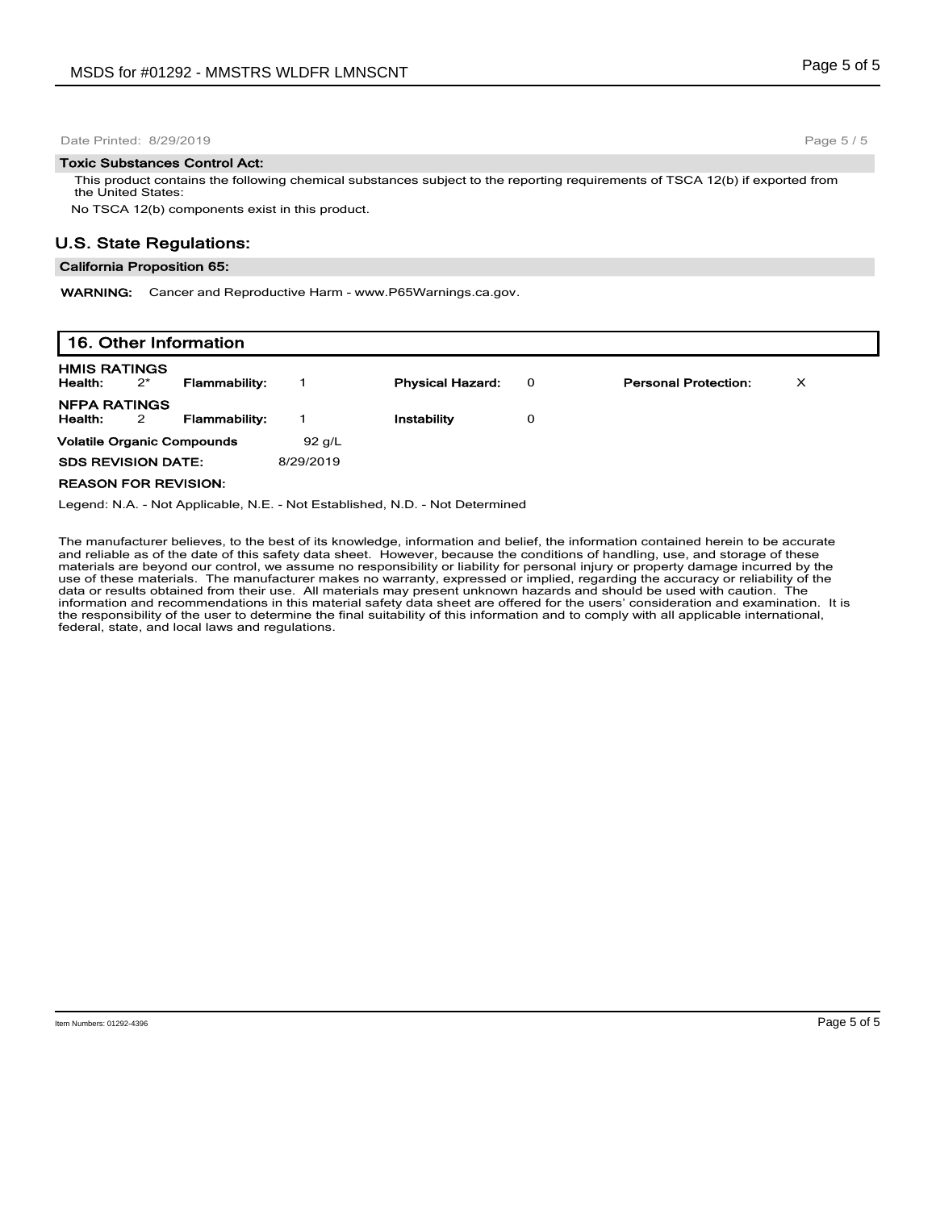Date Printed: 8/29/2019

**Toxic Substances Control Act:**

This product contains the following chemical substances subject to the reporting requirements of TSCA 12(b) if exported from the United States:

No TSCA 12(b) components exist in this product.

## U.S. State Regulations:

**California Proposition 65:**

**WARNING:** Cancer and Reproductive Harm - www.P65Warnings.ca.gov.

## 16. Other Information

**HMIS RATINGS**

| | | | | | | | |
|---|---|---|---|---|---|---|---|
| **Health:** | 2* | **Flammability:** | 1 | **Physical Hazard:** | 0 | **Personal Protection:** | X |

**NFPA RATINGS**

| | | | | | |
|---|---|---|---|---|---|
| **Health:** | 2 | **Flammability:** | 1 | **Instability** | 0 |

**Volatile Organic Compounds** 92 g/L

**SDS REVISION DATE:** 8/29/2019

**REASON FOR REVISION:**

Legend: N.A. - Not Applicable, N.E. - Not Established, N.D. - Not Determined

The manufacturer believes, to the best of its knowledge, information and belief, the information contained herein to be accurate and reliable as of the date of this safety data sheet. However, because the conditions of handling, use, and storage of these materials are beyond our control, we assume no responsibility or liability for personal injury or property damage incurred by the use of these materials. The manufacturer makes no warranty, expressed or implied, regarding the accuracy or reliability of the data or results obtained from their use. All materials may present unknown hazards and should be used with caution. The information and recommendations in this material safety data sheet are offered for the users' consideration and examination. It is the responsibility of the user to determine the final suitability of this information and to comply with all applicable international, federal, state, and local laws and regulations.

Item Numbers: 01292-4396